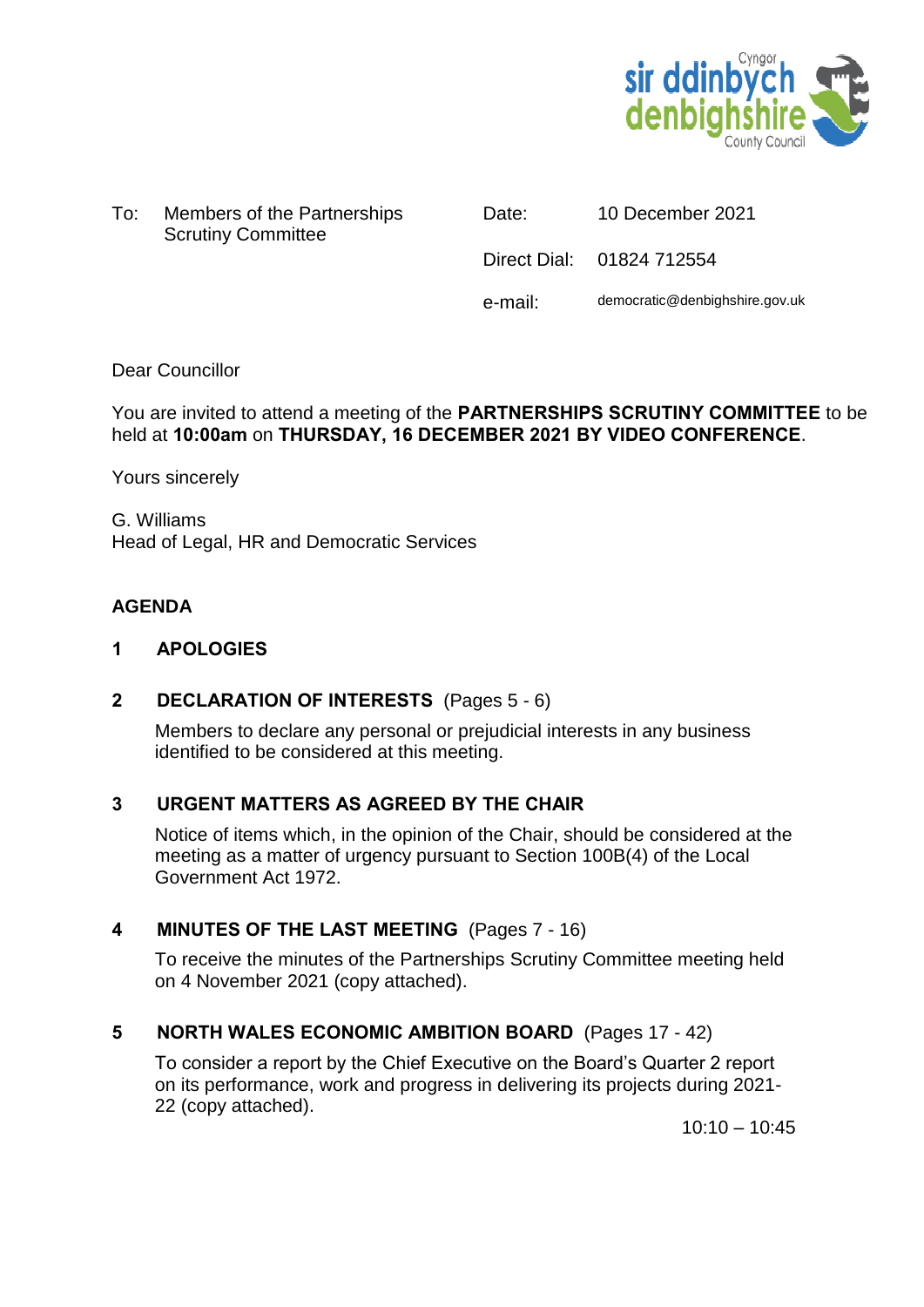Cyngor sir ddinbych denbighshire County Council

| To: | Members of the Partnerships Scrutiny Committee | Date: | 10 December 2021 |
|---|---|---|---|
| | | Direct Dial: | 01824 712554 |
| | | e-mail: | democratic@denbighshire.gov.uk |

Dear Councillor

You are invited to attend a meeting of the **PARTNERSHIPS SCRUTINY COMMITTEE** to be held at **10:00am** on **THURSDAY, 16 DECEMBER 2021 BY VIDEO CONFERENCE**.

Yours sincerely

G. Williams
Head of Legal, HR and Democratic Services

## AGENDA

**1 APOLOGIES**

**2 DECLARATION OF INTERESTS** (Pages 5 - 6)

Members to declare any personal or prejudicial interests in any business identified to be considered at this meeting.

**3 URGENT MATTERS AS AGREED BY THE CHAIR**

Notice of items which, in the opinion of the Chair, should be considered at the meeting as a matter of urgency pursuant to Section 100B(4) of the Local Government Act 1972.

**4 MINUTES OF THE LAST MEETING** (Pages 7 - 16)

To receive the minutes of the Partnerships Scrutiny Committee meeting held on 4 November 2021 (copy attached).

**5 NORTH WALES ECONOMIC AMBITION BOARD** (Pages 17 - 42)

To consider a report by the Chief Executive on the Board's Quarter 2 report on its performance, work and progress in delivering its projects during 2021-22 (copy attached).

10:10 – 10:45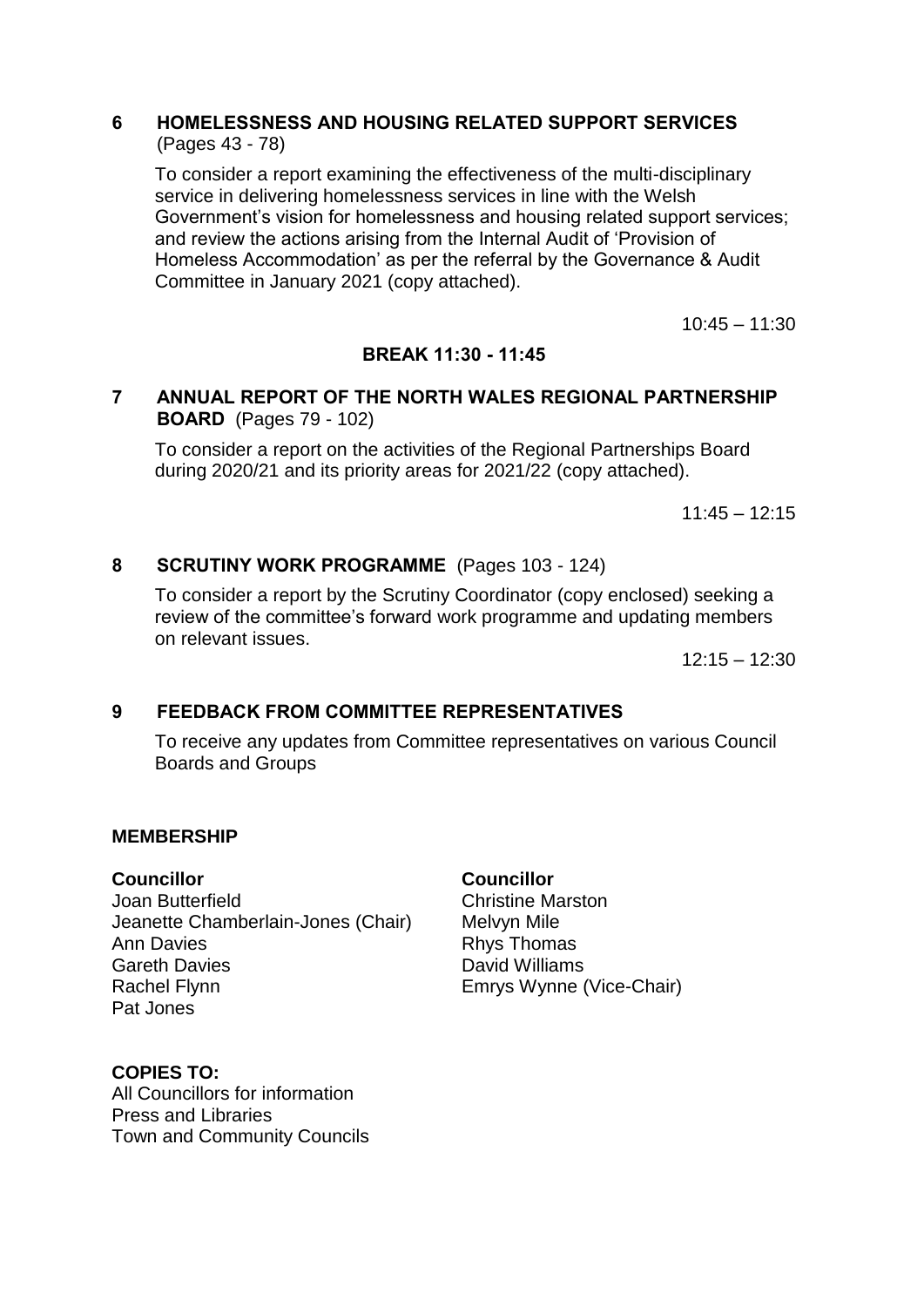**6 HOMELESSNESS AND HOUSING RELATED SUPPORT SERVICES** (Pages 43 - 78)

To consider a report examining the effectiveness of the multi-disciplinary service in delivering homelessness services in line with the Welsh Government's vision for homelessness and housing related support services; and review the actions arising from the Internal Audit of 'Provision of Homeless Accommodation' as per the referral by the Governance & Audit Committee in January 2021 (copy attached).

10:45 – 11:30

**BREAK 11:30 - 11:45**

**7 ANNUAL REPORT OF THE NORTH WALES REGIONAL PARTNERSHIP BOARD** (Pages 79 - 102)

To consider a report on the activities of the Regional Partnerships Board during 2020/21 and its priority areas for 2021/22 (copy attached).

11:45 – 12:15

**8 SCRUTINY WORK PROGRAMME** (Pages 103 - 124)

To consider a report by the Scrutiny Coordinator (copy enclosed) seeking a review of the committee's forward work programme and updating members on relevant issues.

12:15 – 12:30

**9 FEEDBACK FROM COMMITTEE REPRESENTATIVES**

To receive any updates from Committee representatives on various Council Boards and Groups

**MEMBERSHIP**

| **Councillor** | **Councillor** |
|---|---|
| Joan Butterfield | Christine Marston |
| Jeanette Chamberlain-Jones (Chair) | Melvyn Mile |
| Ann Davies | Rhys Thomas |
| Gareth Davies | David Williams |
| Rachel Flynn | Emrys Wynne (Vice-Chair) |
| Pat Jones | |

**COPIES TO:**

All Councillors for information
Press and Libraries
Town and Community Councils